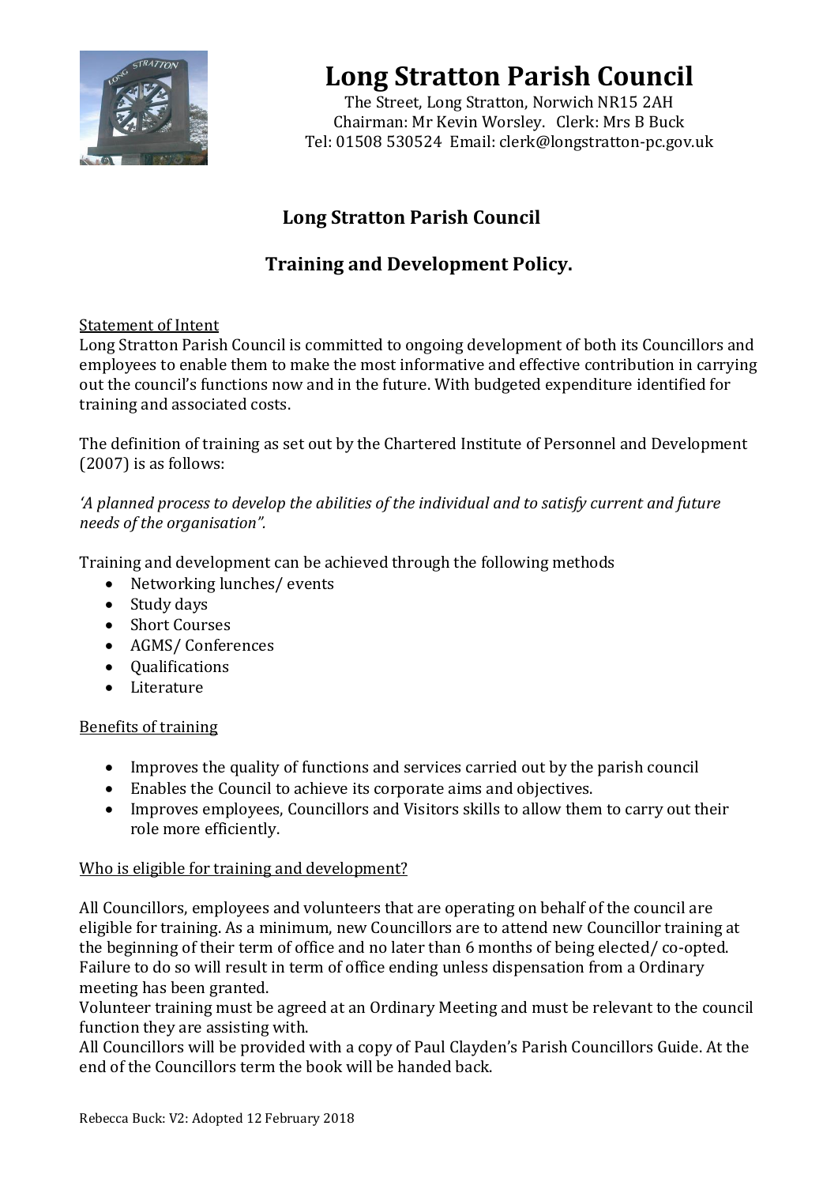# Long Stratton Parish Council

The Street, Long Stratton, Norwich NR15 2AH
Chairman: Mr Kevin Worsley. Clerk: Mrs B Buck
Tel: 01508 530524 Email: clerk@longstratton-pc.gov.uk

## Long Stratton Parish Council

## Training and Development Policy.

<u>Statement of Intent</u>

Long Stratton Parish Council is committed to ongoing development of both its Councillors and employees to enable them to make the most informative and effective contribution in carrying out the council's functions now and in the future. With budgeted expenditure identified for training and associated costs.

The definition of training as set out by the Chartered Institute of Personnel and Development (2007) is as follows:

*'A planned process to develop the abilities of the individual and to satisfy current and future needs of the organisation".*

Training and development can be achieved through the following methods

- Networking lunches/ events
- Study days
- Short Courses
- AGMS/ Conferences
- Qualifications
- Literature

<u>Benefits of training</u>

- Improves the quality of functions and services carried out by the parish council
- Enables the Council to achieve its corporate aims and objectives.
- Improves employees, Councillors and Visitors skills to allow them to carry out their role more efficiently.

<u>Who is eligible for training and development?</u>

All Councillors, employees and volunteers that are operating on behalf of the council are eligible for training. As a minimum, new Councillors are to attend new Councillor training at the beginning of their term of office and no later than 6 months of being elected/ co-opted. Failure to do so will result in term of office ending unless dispensation from a Ordinary meeting has been granted.
Volunteer training must be agreed at an Ordinary Meeting and must be relevant to the council function they are assisting with.
All Councillors will be provided with a copy of Paul Clayden's Parish Councillors Guide. At the end of the Councillors term the book will be handed back.

Rebecca Buck: V2: Adopted 12 February 2018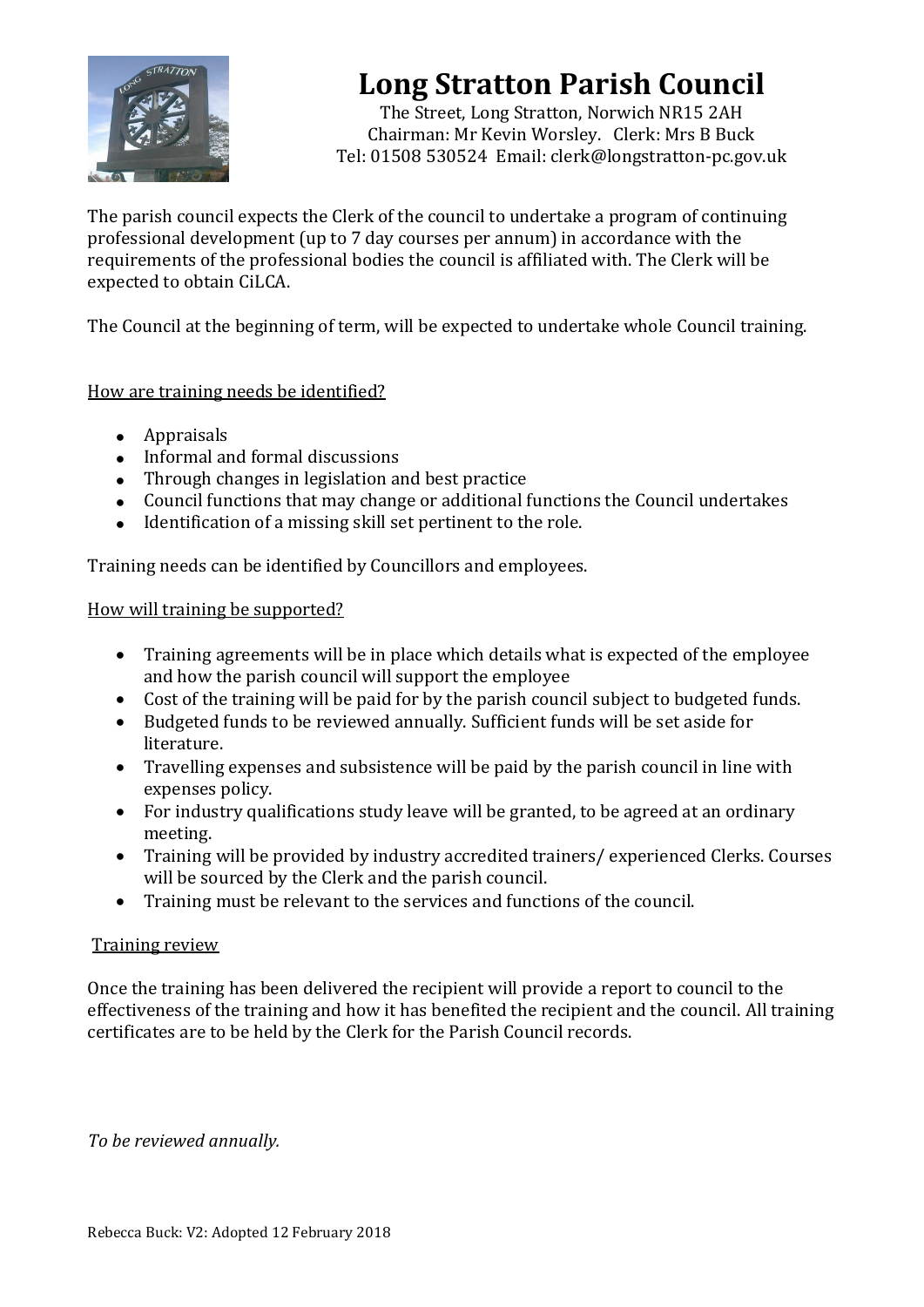# Long Stratton Parish Council

The Street, Long Stratton, Norwich NR15 2AH
Chairman: Mr Kevin Worsley. Clerk: Mrs B Buck
Tel: 01508 530524 Email: clerk@longstratton-pc.gov.uk

The parish council expects the Clerk of the council to undertake a program of continuing professional development (up to 7 day courses per annum) in accordance with the requirements of the professional bodies the council is affiliated with. The Clerk will be expected to obtain CiLCA.

The Council at the beginning of term, will be expected to undertake whole Council training.

<u>How are training needs be identified?</u>

- Appraisals
- Informal and formal discussions
- Through changes in legislation and best practice
- Council functions that may change or additional functions the Council undertakes
- Identification of a missing skill set pertinent to the role.

Training needs can be identified by Councillors and employees.

<u>How will training be supported?</u>

- Training agreements will be in place which details what is expected of the employee and how the parish council will support the employee
- Cost of the training will be paid for by the parish council subject to budgeted funds.
- Budgeted funds to be reviewed annually. Sufficient funds will be set aside for literature.
- Travelling expenses and subsistence will be paid by the parish council in line with expenses policy.
- For industry qualifications study leave will be granted, to be agreed at an ordinary meeting.
- Training will be provided by industry accredited trainers/ experienced Clerks. Courses will be sourced by the Clerk and the parish council.
- Training must be relevant to the services and functions of the council.

<u>Training review</u>

Once the training has been delivered the recipient will provide a report to council to the effectiveness of the training and how it has benefited the recipient and the council. All training certificates are to be held by the Clerk for the Parish Council records.

*To be reviewed annually.*

Rebecca Buck: V2: Adopted 12 February 2018